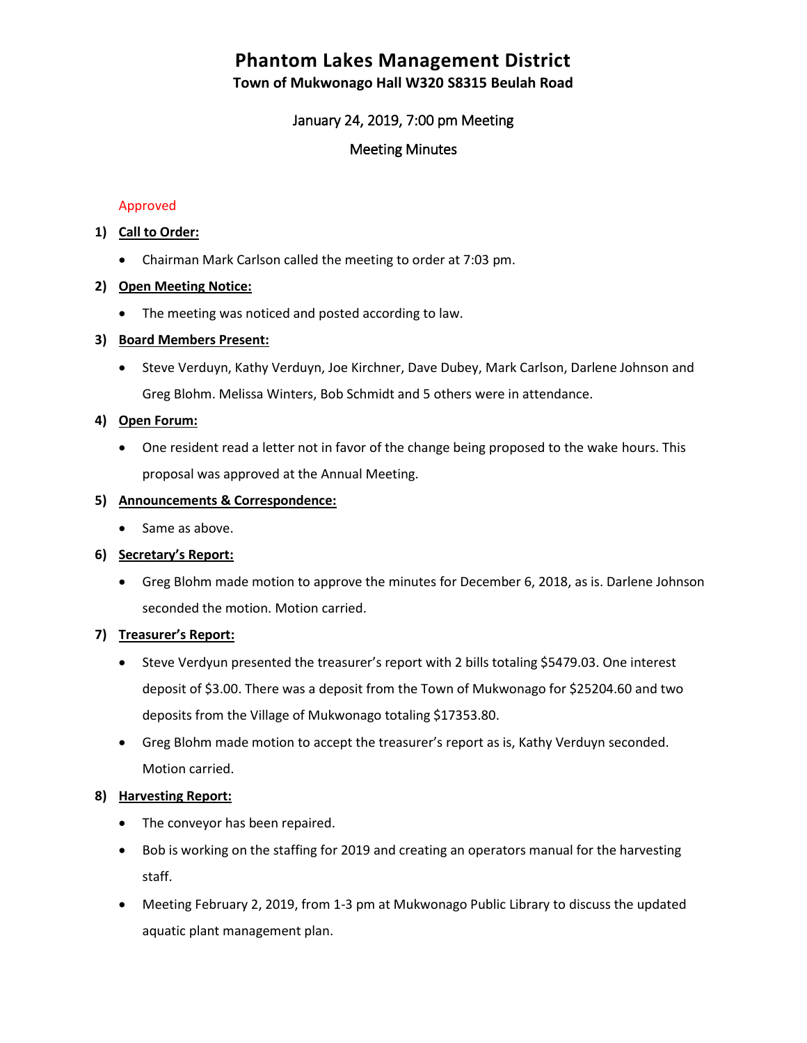# Phantom Lakes Management District

**Town of Mukwonago Hall W320 S8315 Beulah Road**

January 24, 2019, 7:00 pm Meeting

Meeting Minutes

Approved

1) **Call to Order:**
   - Chairman Mark Carlson called the meeting to order at 7:03 pm.
2) **Open Meeting Notice:**
   - The meeting was noticed and posted according to law.
3) **Board Members Present:**
   - Steve Verduyn, Kathy Verduyn, Joe Kirchner, Dave Dubey, Mark Carlson, Darlene Johnson and Greg Blohm. Melissa Winters, Bob Schmidt and 5 others were in attendance.
4) **Open Forum:**
   - One resident read a letter not in favor of the change being proposed to the wake hours. This proposal was approved at the Annual Meeting.
5) **Announcements & Correspondence:**
   - Same as above.
6) **Secretary's Report:**
   - Greg Blohm made motion to approve the minutes for December 6, 2018, as is. Darlene Johnson seconded the motion. Motion carried.
7) **Treasurer's Report:**
   - Steve Verdyun presented the treasurer's report with 2 bills totaling $5479.03. One interest deposit of $3.00. There was a deposit from the Town of Mukwonago for $25204.60 and two deposits from the Village of Mukwonago totaling $17353.80.
   - Greg Blohm made motion to accept the treasurer's report as is, Kathy Verduyn seconded. Motion carried.
8) **Harvesting Report:**
   - The conveyor has been repaired.
   - Bob is working on the staffing for 2019 and creating an operators manual for the harvesting staff.
   - Meeting February 2, 2019, from 1-3 pm at Mukwonago Public Library to discuss the updated aquatic plant management plan.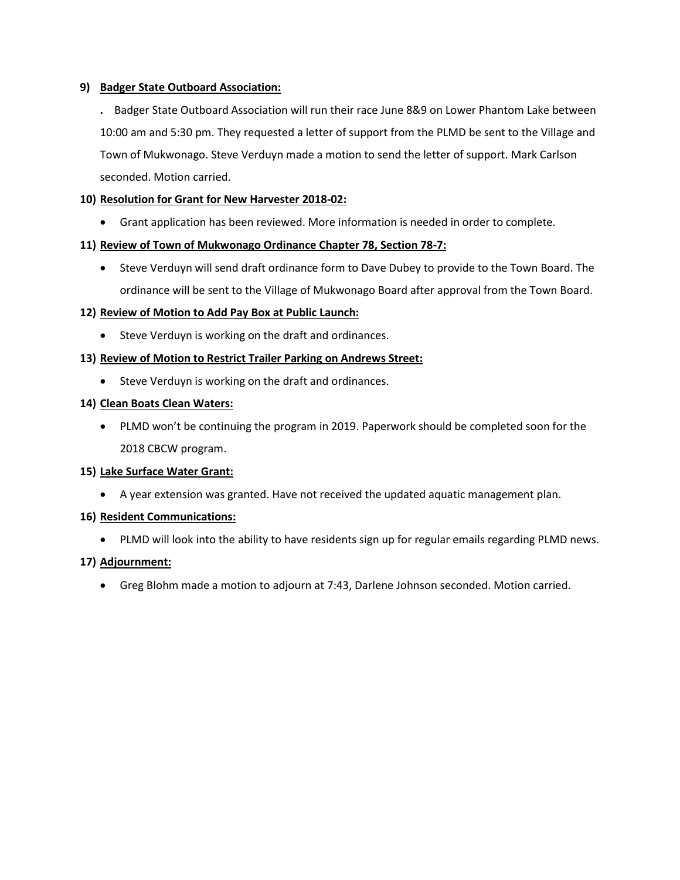9) **Badger State Outboard Association:**

. Badger State Outboard Association will run their race June 8&9 on Lower Phantom Lake between 10:00 am and 5:30 pm. They requested a letter of support from the PLMD be sent to the Village and Town of Mukwonago. Steve Verduyn made a motion to send the letter of support. Mark Carlson seconded. Motion carried.

10) **Resolution for Grant for New Harvester 2018-02:**

- Grant application has been reviewed. More information is needed in order to complete.

11) **Review of Town of Mukwonago Ordinance Chapter 78, Section 78-7:**

- Steve Verduyn will send draft ordinance form to Dave Dubey to provide to the Town Board. The ordinance will be sent to the Village of Mukwonago Board after approval from the Town Board.

12) **Review of Motion to Add Pay Box at Public Launch:**

- Steve Verduyn is working on the draft and ordinances.

13) **Review of Motion to Restrict Trailer Parking on Andrews Street:**

- Steve Verduyn is working on the draft and ordinances.

14) **Clean Boats Clean Waters:**

- PLMD won't be continuing the program in 2019. Paperwork should be completed soon for the 2018 CBCW program.

15) **Lake Surface Water Grant:**

- A year extension was granted. Have not received the updated aquatic management plan.

16) **Resident Communications:**

- PLMD will look into the ability to have residents sign up for regular emails regarding PLMD news.

17) **Adjournment:**

- Greg Blohm made a motion to adjourn at 7:43, Darlene Johnson seconded. Motion carried.